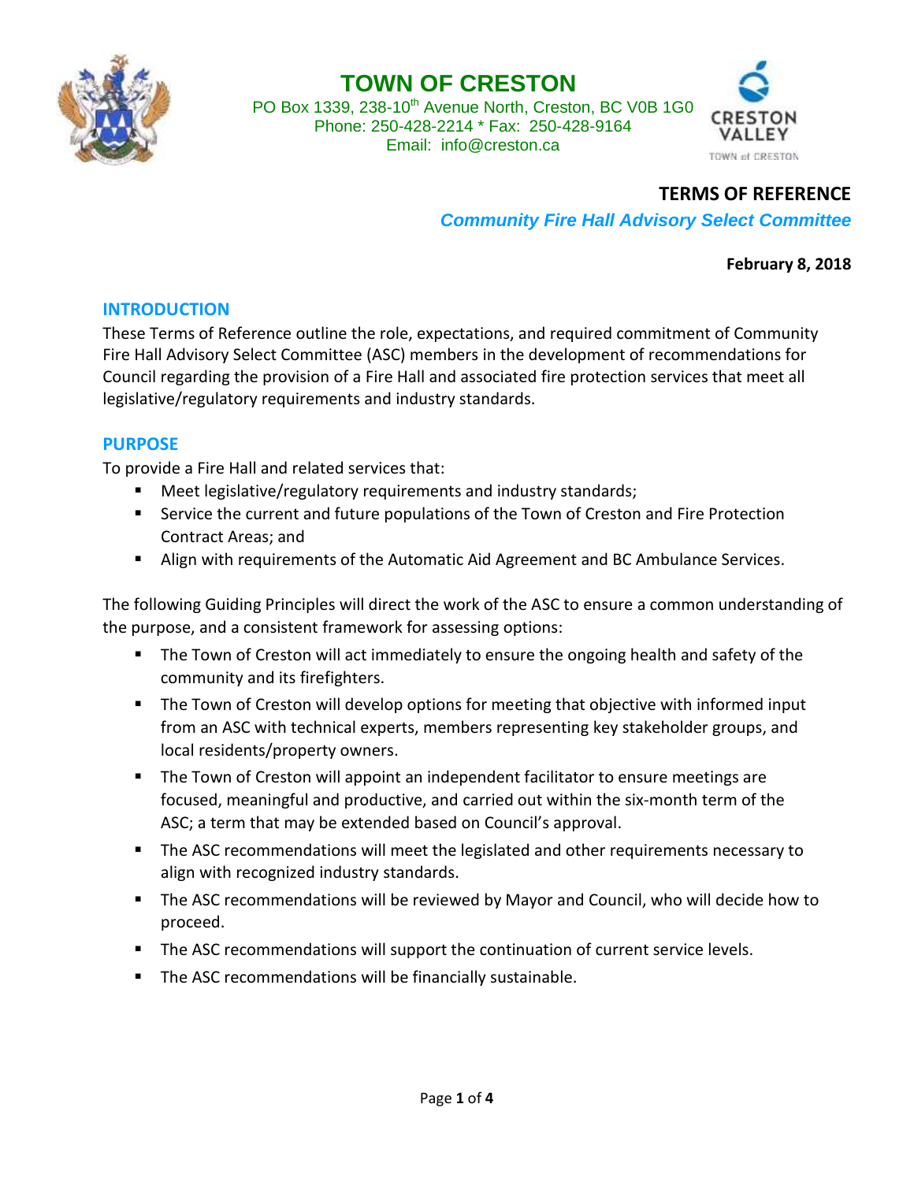# TOWN OF CRESTON

PO Box 1339, 238-10th Avenue North, Creston, BC V0B 1G0
Phone: 250-428-2214 * Fax: 250-428-9164
Email: info@creston.ca

## TERMS OF REFERENCE

### *Community Fire Hall Advisory Select Committee*

**February 8, 2018**

## INTRODUCTION

These Terms of Reference outline the role, expectations, and required commitment of Community Fire Hall Advisory Select Committee (ASC) members in the development of recommendations for Council regarding the provision of a Fire Hall and associated fire protection services that meet all legislative/regulatory requirements and industry standards.

## PURPOSE

To provide a Fire Hall and related services that:

- Meet legislative/regulatory requirements and industry standards;
- Service the current and future populations of the Town of Creston and Fire Protection Contract Areas; and
- Align with requirements of the Automatic Aid Agreement and BC Ambulance Services.

The following Guiding Principles will direct the work of the ASC to ensure a common understanding of the purpose, and a consistent framework for assessing options:

- The Town of Creston will act immediately to ensure the ongoing health and safety of the community and its firefighters.
- The Town of Creston will develop options for meeting that objective with informed input from an ASC with technical experts, members representing key stakeholder groups, and local residents/property owners.
- The Town of Creston will appoint an independent facilitator to ensure meetings are focused, meaningful and productive, and carried out within the six-month term of the ASC; a term that may be extended based on Council's approval.
- The ASC recommendations will meet the legislated and other requirements necessary to align with recognized industry standards.
- The ASC recommendations will be reviewed by Mayor and Council, who will decide how to proceed.
- The ASC recommendations will support the continuation of current service levels.
- The ASC recommendations will be financially sustainable.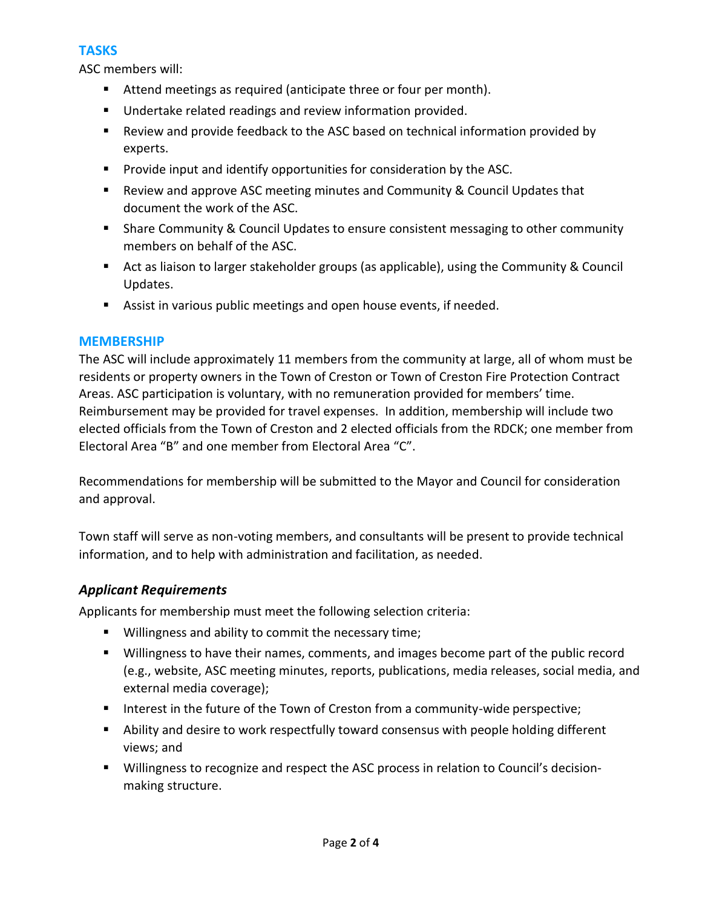## TASKS

ASC members will:

- Attend meetings as required (anticipate three or four per month).
- Undertake related readings and review information provided.
- Review and provide feedback to the ASC based on technical information provided by experts.
- Provide input and identify opportunities for consideration by the ASC.
- Review and approve ASC meeting minutes and Community & Council Updates that document the work of the ASC.
- Share Community & Council Updates to ensure consistent messaging to other community members on behalf of the ASC.
- Act as liaison to larger stakeholder groups (as applicable), using the Community & Council Updates.
- Assist in various public meetings and open house events, if needed.

## MEMBERSHIP

The ASC will include approximately 11 members from the community at large, all of whom must be residents or property owners in the Town of Creston or Town of Creston Fire Protection Contract Areas. ASC participation is voluntary, with no remuneration provided for members' time. Reimbursement may be provided for travel expenses. In addition, membership will include two elected officials from the Town of Creston and 2 elected officials from the RDCK; one member from Electoral Area "B" and one member from Electoral Area "C".

Recommendations for membership will be submitted to the Mayor and Council for consideration and approval.

Town staff will serve as non-voting members, and consultants will be present to provide technical information, and to help with administration and facilitation, as needed.

### *Applicant Requirements*

Applicants for membership must meet the following selection criteria:

- Willingness and ability to commit the necessary time;
- Willingness to have their names, comments, and images become part of the public record (e.g., website, ASC meeting minutes, reports, publications, media releases, social media, and external media coverage);
- Interest in the future of the Town of Creston from a community-wide perspective;
- Ability and desire to work respectfully toward consensus with people holding different views; and
- Willingness to recognize and respect the ASC process in relation to Council's decision-making structure.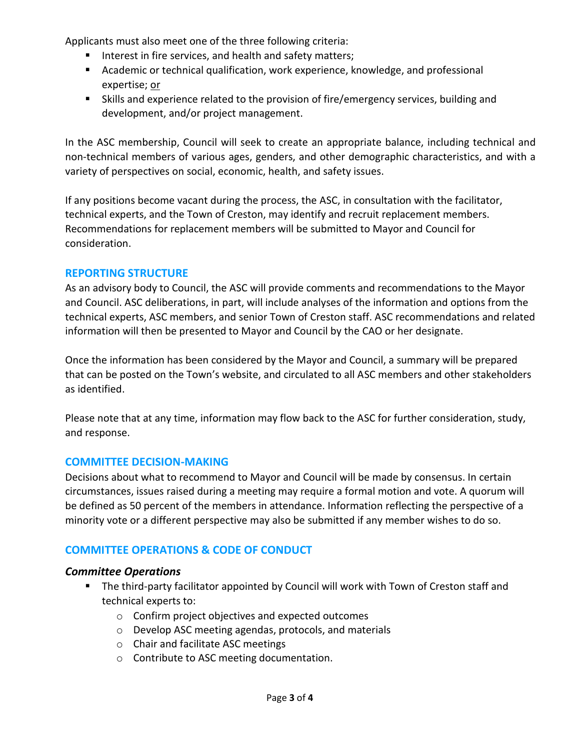Applicants must also meet one of the three following criteria:

- Interest in fire services, and health and safety matters;
- Academic or technical qualification, work experience, knowledge, and professional expertise; or
- Skills and experience related to the provision of fire/emergency services, building and development, and/or project management.

In the ASC membership, Council will seek to create an appropriate balance, including technical and non-technical members of various ages, genders, and other demographic characteristics, and with a variety of perspectives on social, economic, health, and safety issues.

If any positions become vacant during the process, the ASC, in consultation with the facilitator, technical experts, and the Town of Creston, may identify and recruit replacement members. Recommendations for replacement members will be submitted to Mayor and Council for consideration.

## REPORTING STRUCTURE

As an advisory body to Council, the ASC will provide comments and recommendations to the Mayor and Council. ASC deliberations, in part, will include analyses of the information and options from the technical experts, ASC members, and senior Town of Creston staff. ASC recommendations and related information will then be presented to Mayor and Council by the CAO or her designate.

Once the information has been considered by the Mayor and Council, a summary will be prepared that can be posted on the Town's website, and circulated to all ASC members and other stakeholders as identified.

Please note that at any time, information may flow back to the ASC for further consideration, study, and response.

## COMMITTEE DECISION-MAKING

Decisions about what to recommend to Mayor and Council will be made by consensus. In certain circumstances, issues raised during a meeting may require a formal motion and vote. A quorum will be defined as 50 percent of the members in attendance. Information reflecting the perspective of a minority vote or a different perspective may also be submitted if any member wishes to do so.

## COMMITTEE OPERATIONS & CODE OF CONDUCT

### *Committee Operations*

- The third-party facilitator appointed by Council will work with Town of Creston staff and technical experts to:
    - Confirm project objectives and expected outcomes
    - Develop ASC meeting agendas, protocols, and materials
    - Chair and facilitate ASC meetings
    - Contribute to ASC meeting documentation.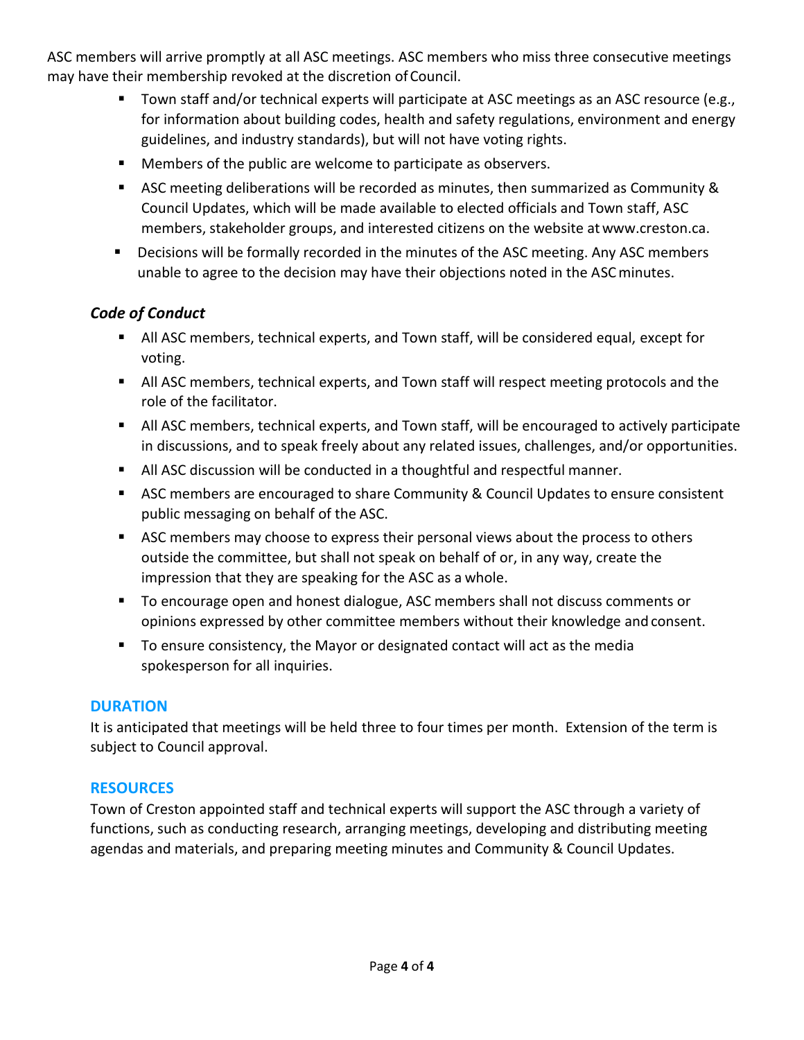ASC members will arrive promptly at all ASC meetings. ASC members who miss three consecutive meetings may have their membership revoked at the discretion of Council.

- Town staff and/or technical experts will participate at ASC meetings as an ASC resource (e.g., for information about building codes, health and safety regulations, environment and energy guidelines, and industry standards), but will not have voting rights.
- Members of the public are welcome to participate as observers.
- ASC meeting deliberations will be recorded as minutes, then summarized as Community & Council Updates, which will be made available to elected officials and Town staff, ASC members, stakeholder groups, and interested citizens on the website at www.creston.ca.
- Decisions will be formally recorded in the minutes of the ASC meeting. Any ASC members unable to agree to the decision may have their objections noted in the ASC minutes.

### *Code of Conduct*

- All ASC members, technical experts, and Town staff, will be considered equal, except for voting.
- All ASC members, technical experts, and Town staff will respect meeting protocols and the role of the facilitator.
- All ASC members, technical experts, and Town staff, will be encouraged to actively participate in discussions, and to speak freely about any related issues, challenges, and/or opportunities.
- All ASC discussion will be conducted in a thoughtful and respectful manner.
- ASC members are encouraged to share Community & Council Updates to ensure consistent public messaging on behalf of the ASC.
- ASC members may choose to express their personal views about the process to others outside the committee, but shall not speak on behalf of or, in any way, create the impression that they are speaking for the ASC as a whole.
- To encourage open and honest dialogue, ASC members shall not discuss comments or opinions expressed by other committee members without their knowledge and consent.
- To ensure consistency, the Mayor or designated contact will act as the media spokesperson for all inquiries.

## DURATION

It is anticipated that meetings will be held three to four times per month. Extension of the term is subject to Council approval.

## RESOURCES

Town of Creston appointed staff and technical experts will support the ASC through a variety of functions, such as conducting research, arranging meetings, developing and distributing meeting agendas and materials, and preparing meeting minutes and Community & Council Updates.